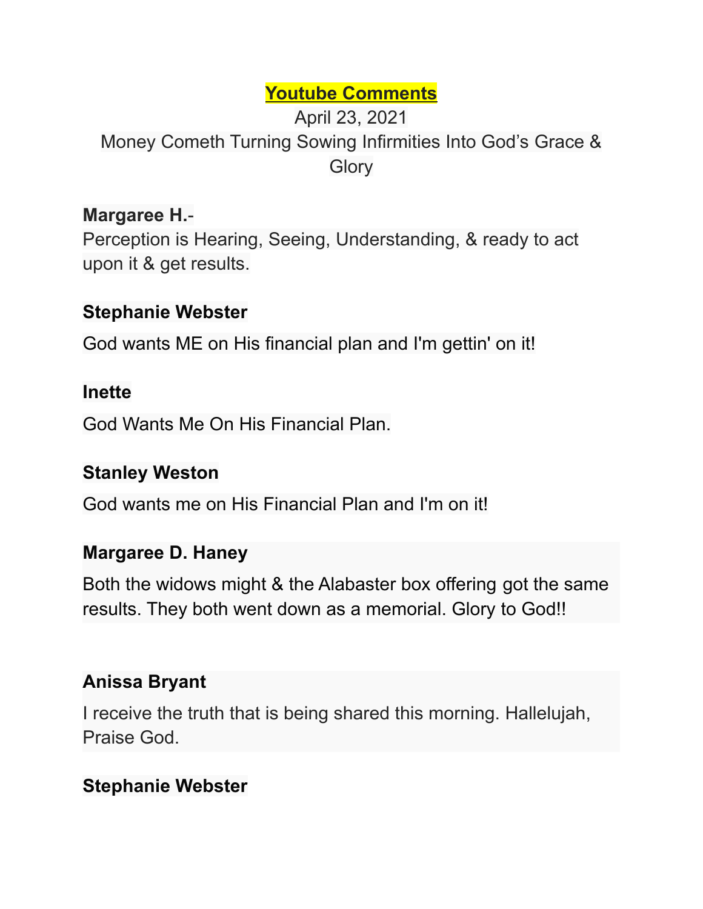# Youtube Comments

April 23, 2021

Money Cometh Turning Sowing Infirmities Into God's Grace & Glory

**Margaree H.**-

Perception is Hearing, Seeing, Understanding, & ready to act upon it & get results.

**Stephanie Webster**

God wants ME on His financial plan and I'm gettin' on it!

**Inette**

God Wants Me On His Financial Plan.

**Stanley Weston**

God wants me on His Financial Plan and I'm on it!

**Margaree D. Haney**

Both the widows might & the Alabaster box offering got the same results. They both went down as a memorial. Glory to God!!

**Anissa Bryant**

I receive the truth that is being shared this morning. Hallelujah, Praise God.

**Stephanie Webster**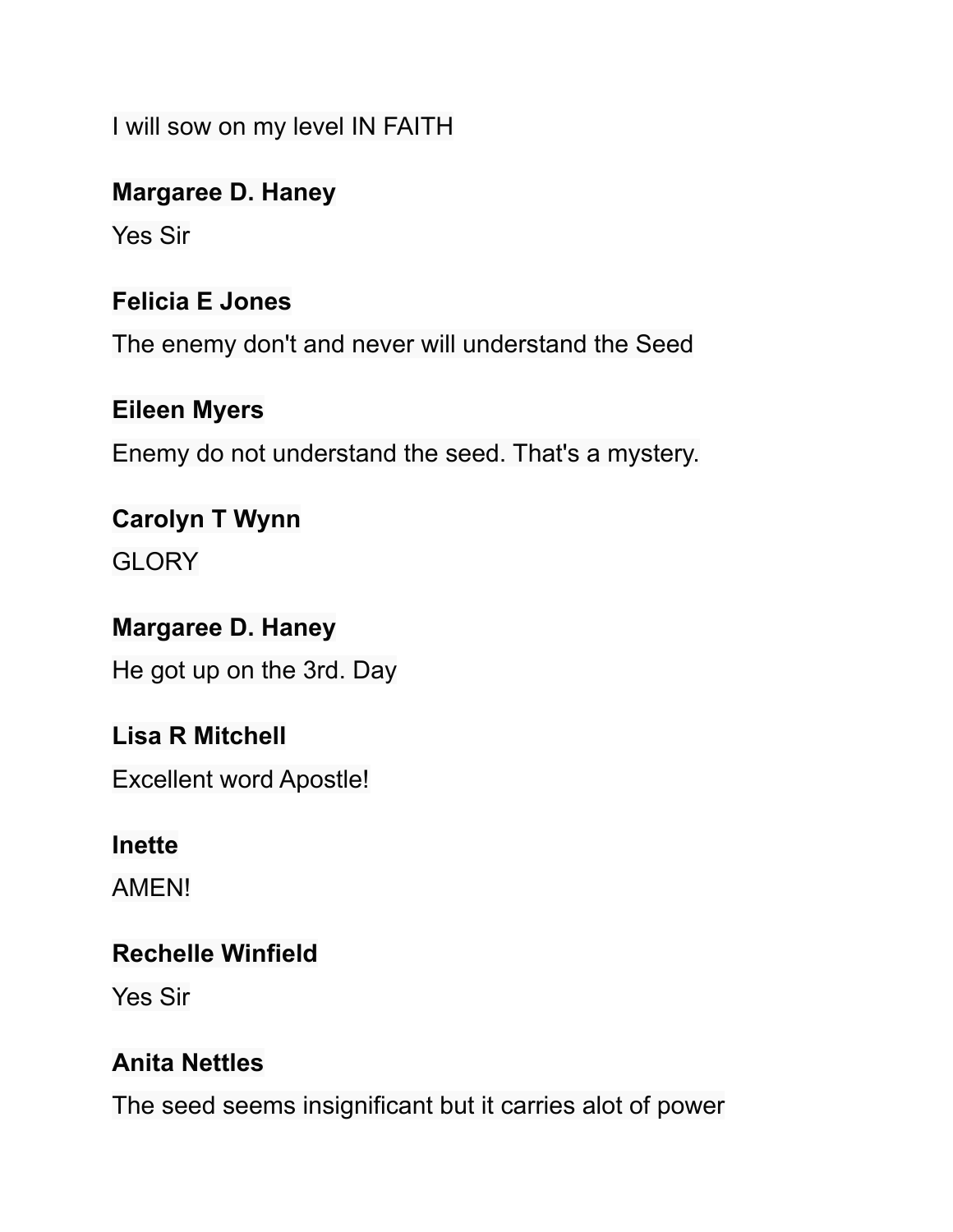I will sow on my level IN FAITH

**Margaree D. Haney**

Yes Sir

**Felicia E Jones**

The enemy don't and never will understand the Seed

**Eileen Myers**

Enemy do not understand the seed. That's a mystery.

**Carolyn T Wynn**

GLORY

**Margaree D. Haney**

He got up on the 3rd. Day

**Lisa R Mitchell**

Excellent word Apostle!

**Inette**

AMEN!

**Rechelle Winfield**

Yes Sir

**Anita Nettles**

The seed seems insignificant but it carries alot of power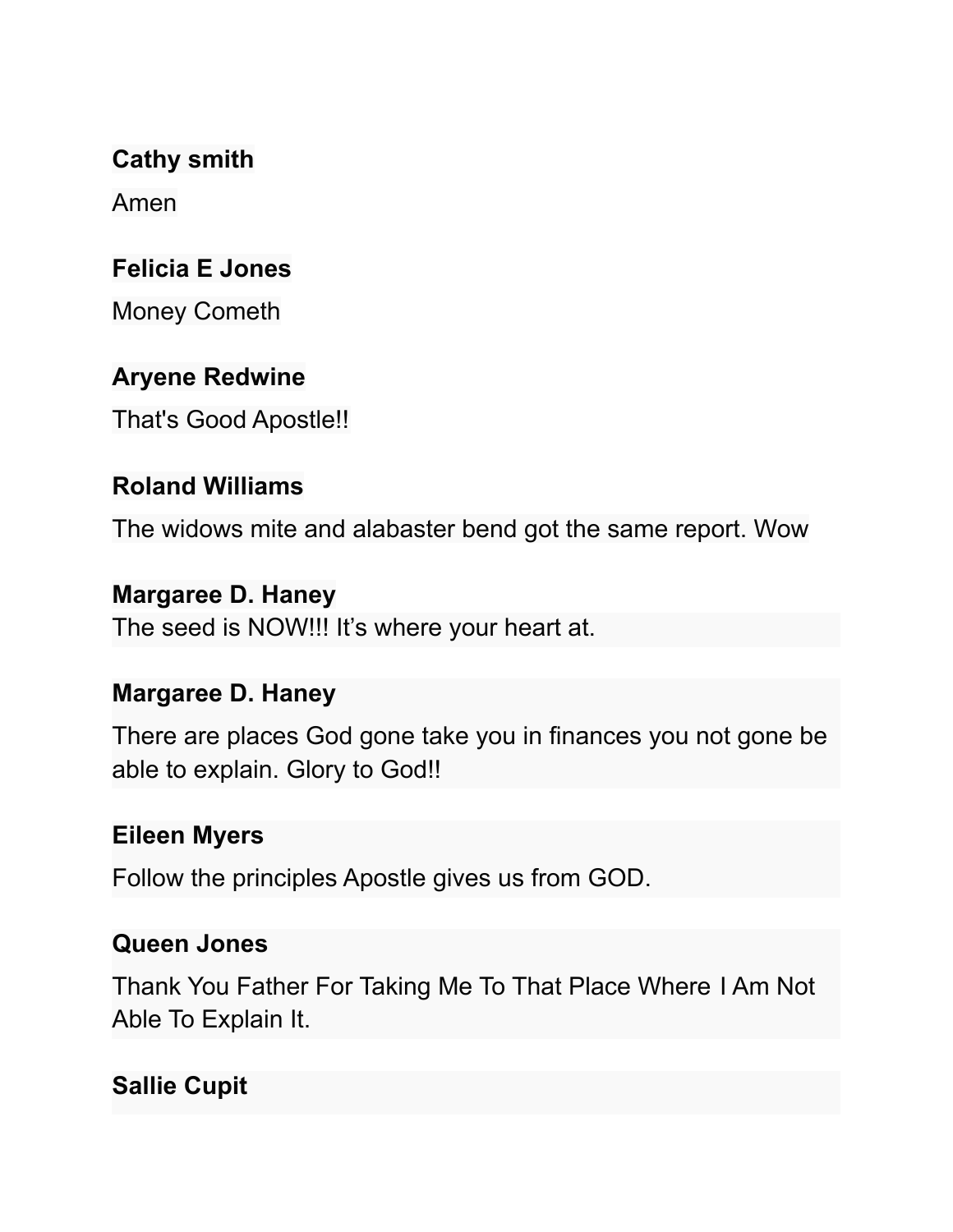**Cathy smith**

Amen

**Felicia E Jones**

Money Cometh

**Aryene Redwine**

That's Good Apostle!!

**Roland Williams**

The widows mite and alabaster bend got the same report. Wow

**Margaree D. Haney**

The seed is NOW!!! It's where your heart at.

**Margaree D. Haney**

There are places God gone take you in finances you not gone be able to explain. Glory to God!!

**Eileen Myers**

Follow the principles Apostle gives us from GOD.

**Queen Jones**

Thank You Father For Taking Me To That Place Where I Am Not Able To Explain It.

**Sallie Cupit**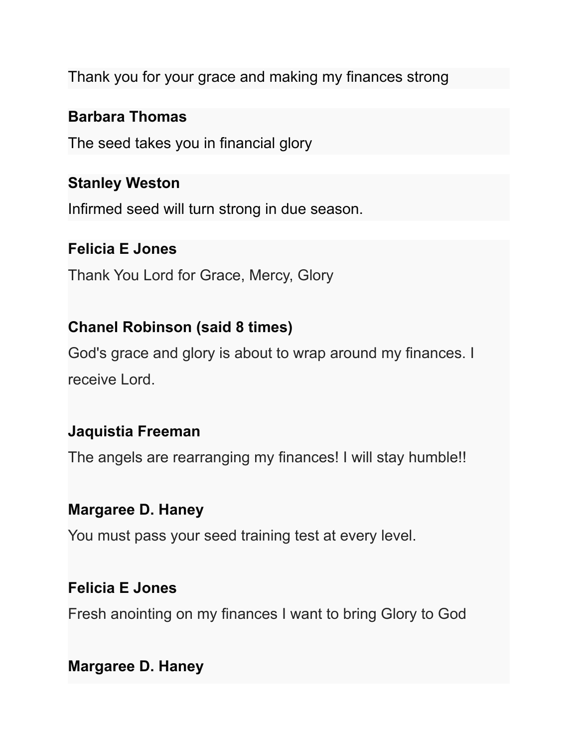Thank you for your grace and making my finances strong

**Barbara Thomas**

The seed takes you in financial glory

**Stanley Weston**

Infirmed seed will turn strong in due season.

**Felicia E Jones**

Thank You Lord for Grace, Mercy, Glory

**Chanel Robinson (said 8 times)**

God's grace and glory is about to wrap around my finances. I receive Lord.

**Jaquistia Freeman**

The angels are rearranging my finances! I will stay humble!!

**Margaree D. Haney**

You must pass your seed training test at every level.

**Felicia E Jones**

Fresh anointing on my finances I want to bring Glory to God

**Margaree D. Haney**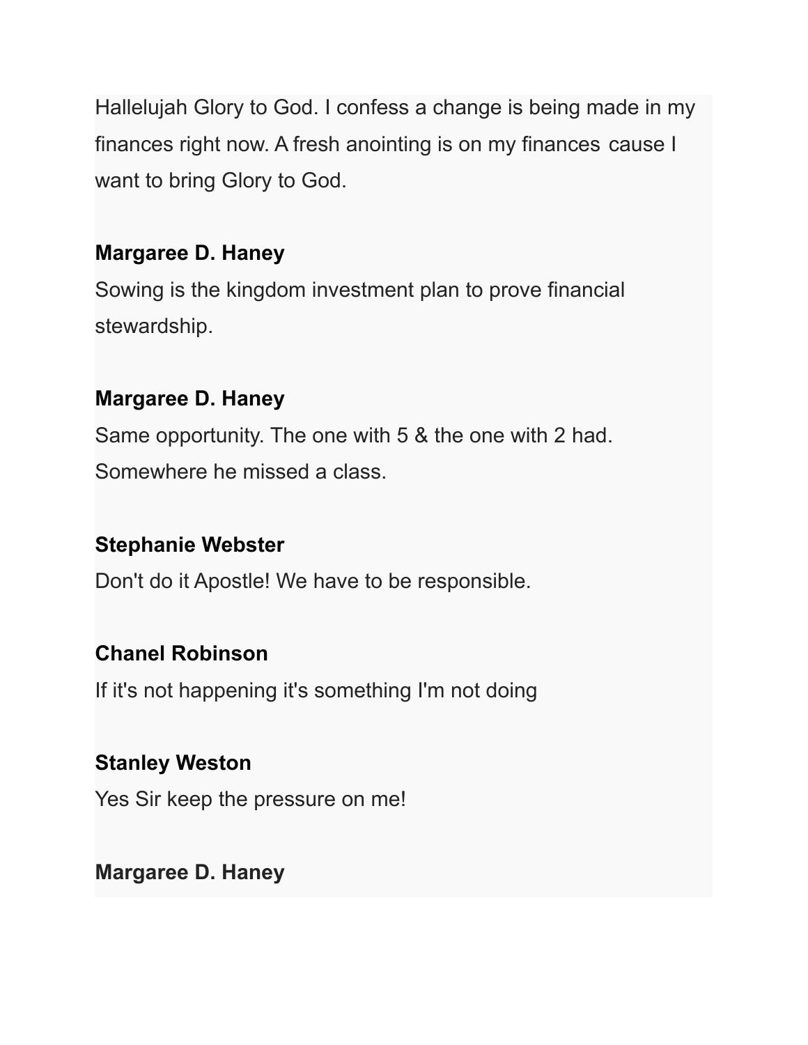Hallelujah Glory to God. I confess a change is being made in my finances right now. A fresh anointing is on my finances cause I want to bring Glory to God.

**Margaree D. Haney**

Sowing is the kingdom investment plan to prove financial stewardship.

**Margaree D. Haney**

Same opportunity. The one with 5 & the one with 2 had. Somewhere he missed a class.

**Stephanie Webster**

Don't do it Apostle! We have to be responsible.

**Chanel Robinson**

If it's not happening it's something I'm not doing

**Stanley Weston**

Yes Sir keep the pressure on me!

**Margaree D. Haney**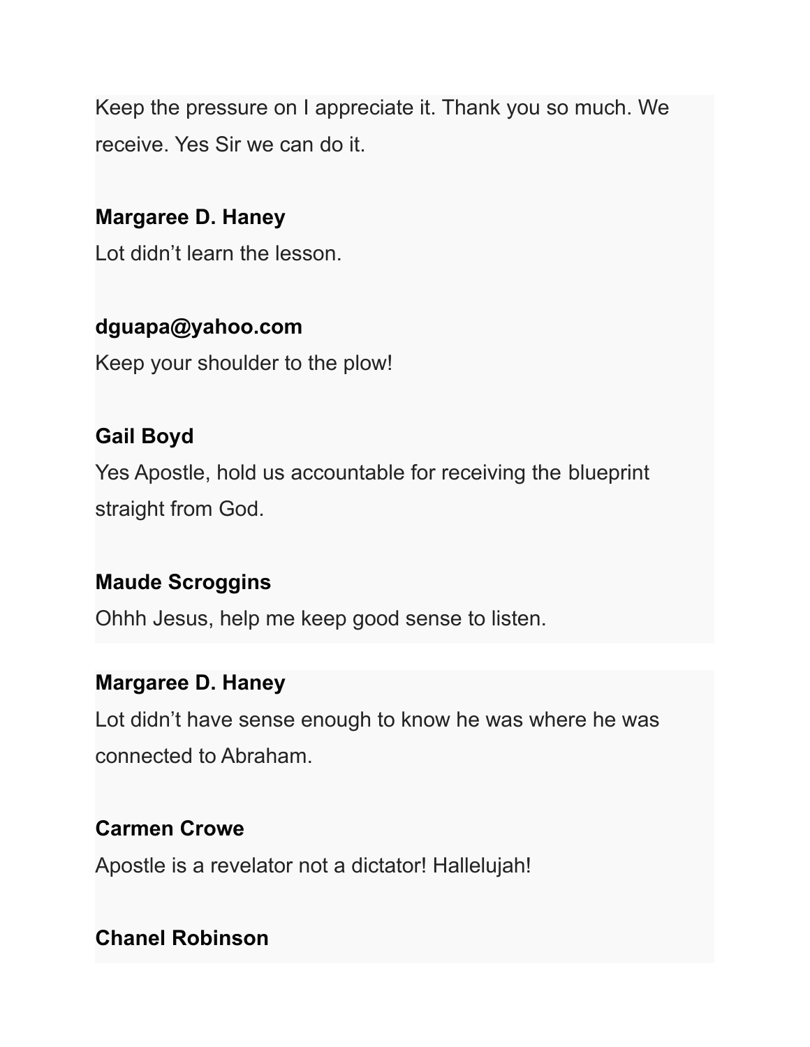Keep the pressure on I appreciate it. Thank you so much. We receive. Yes Sir we can do it.

**Margaree D. Haney**
Lot didn't learn the lesson.

**dguapa@yahoo.com**
Keep your shoulder to the plow!

**Gail Boyd**
Yes Apostle, hold us accountable for receiving the blueprint straight from God.

**Maude Scroggins**
Ohhh Jesus, help me keep good sense to listen.

**Margaree D. Haney**
Lot didn't have sense enough to know he was where he was connected to Abraham.

**Carmen Crowe**
Apostle is a revelator not a dictator! Hallelujah!

**Chanel Robinson**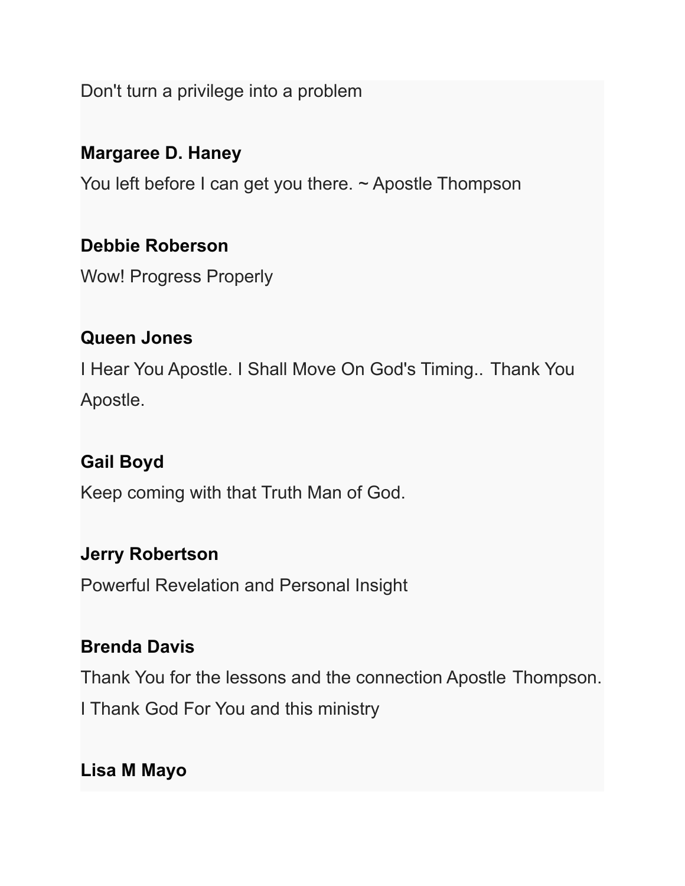Don't turn a privilege into a problem

**Margaree D. Haney**

You left before I can get you there. ~ Apostle Thompson

**Debbie Roberson**

Wow! Progress Properly

**Queen Jones**

I Hear You Apostle. I Shall Move On God's Timing.. Thank You Apostle.

**Gail Boyd**

Keep coming with that Truth Man of God.

**Jerry Robertson**

Powerful Revelation and Personal Insight

**Brenda Davis**

Thank You for the lessons and the connection Apostle Thompson. I Thank God For You and this ministry

**Lisa M Mayo**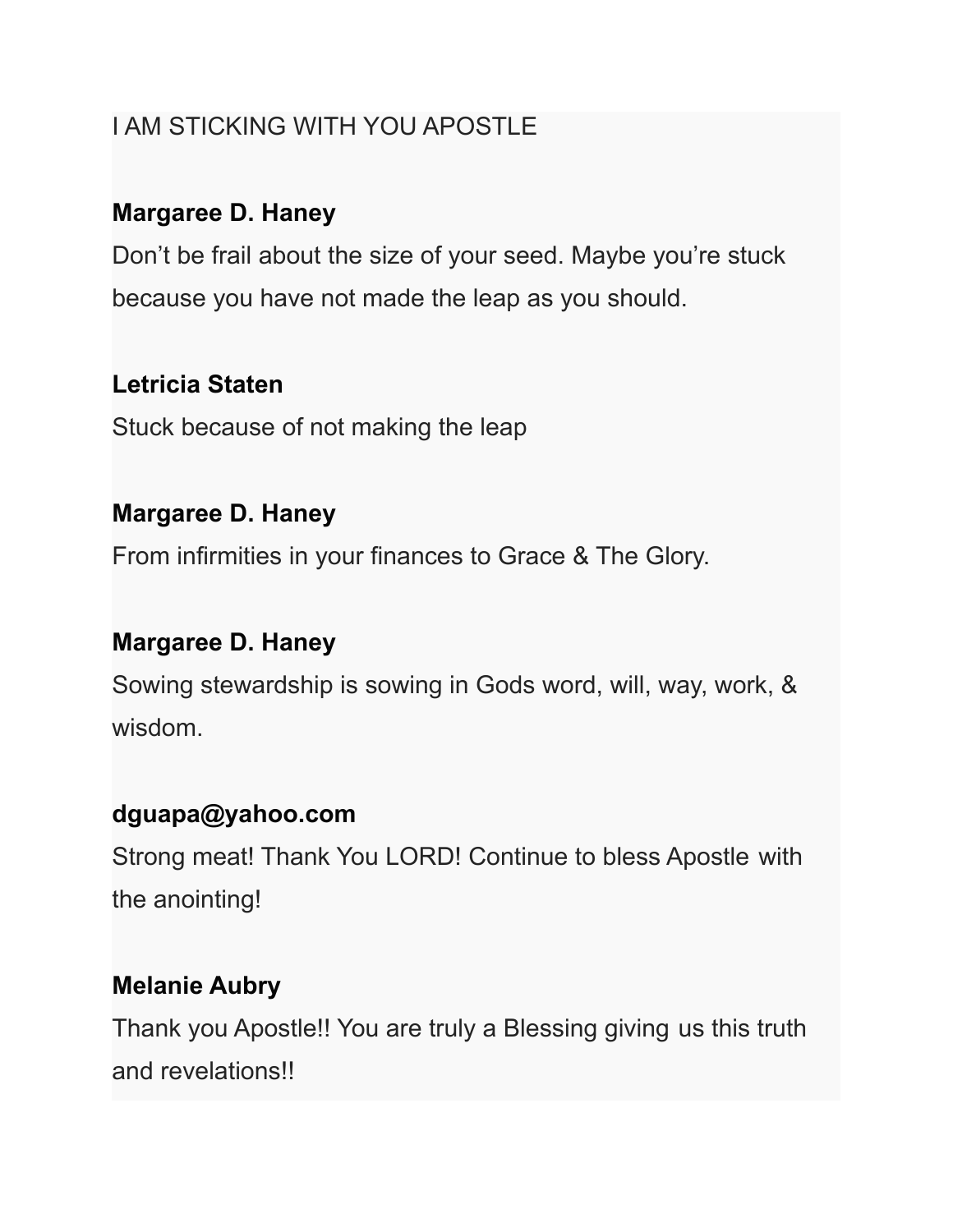I AM STICKING WITH YOU APOSTLE

**Margaree D. Haney**

Don't be frail about the size of your seed. Maybe you're stuck because you have not made the leap as you should.

**Letricia Staten**

Stuck because of not making the leap

**Margaree D. Haney**

From infirmities in your finances to Grace & The Glory.

**Margaree D. Haney**

Sowing stewardship is sowing in Gods word, will, way, work, & wisdom.

**dguapa@yahoo.com**

Strong meat! Thank You LORD! Continue to bless Apostle with the anointing!

**Melanie Aubry**

Thank you Apostle!! You are truly a Blessing giving us this truth and revelations!!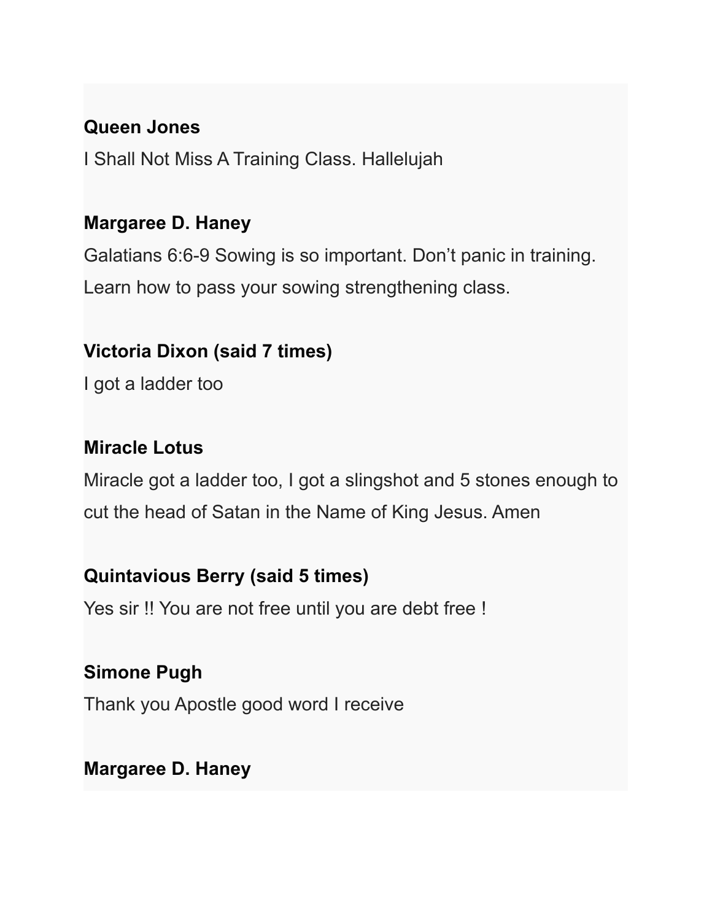**Queen Jones**
I Shall Not Miss A Training Class. Hallelujah

**Margaree D. Haney**
Galatians 6:6-9 Sowing is so important. Don't panic in training. Learn how to pass your sowing strengthening class.

**Victoria Dixon (said 7 times)**
I got a ladder too

**Miracle Lotus**
Miracle got a ladder too, I got a slingshot and 5 stones enough to cut the head of Satan in the Name of King Jesus. Amen

**Quintavious Berry (said 5 times)**
Yes sir !! You are not free until you are debt free !

**Simone Pugh**
Thank you Apostle good word I receive

**Margaree D. Haney**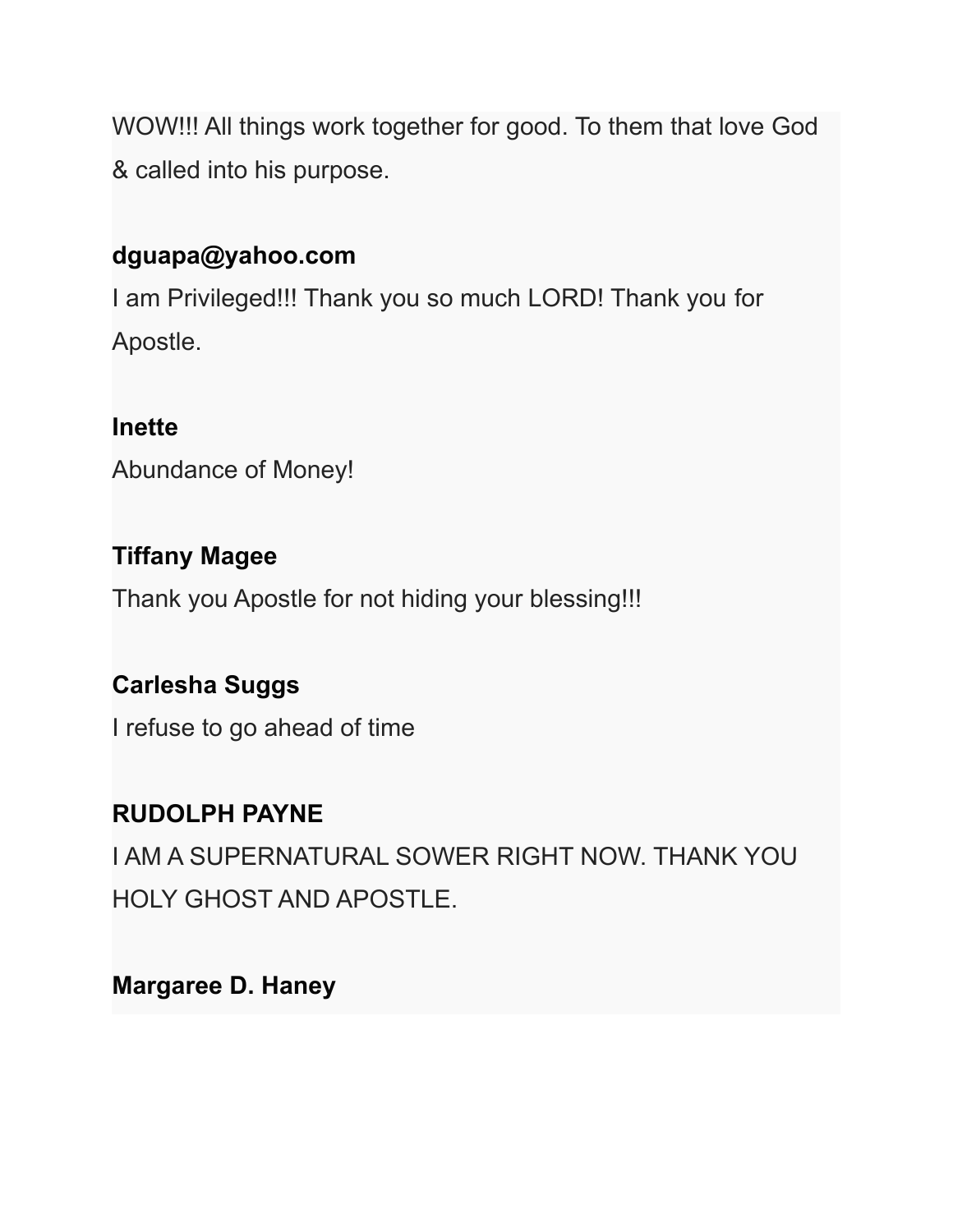WOW!!! All things work together for good. To them that love God & called into his purpose.

**dguapa@yahoo.com**
I am Privileged!!! Thank you so much LORD! Thank you for Apostle.

**Inette**
Abundance of Money!

**Tiffany Magee**
Thank you Apostle for not hiding your blessing!!!

**Carlesha Suggs**
I refuse to go ahead of time

**RUDOLPH PAYNE**
I AM A SUPERNATURAL SOWER RIGHT NOW. THANK YOU HOLY GHOST AND APOSTLE.

**Margaree D. Haney**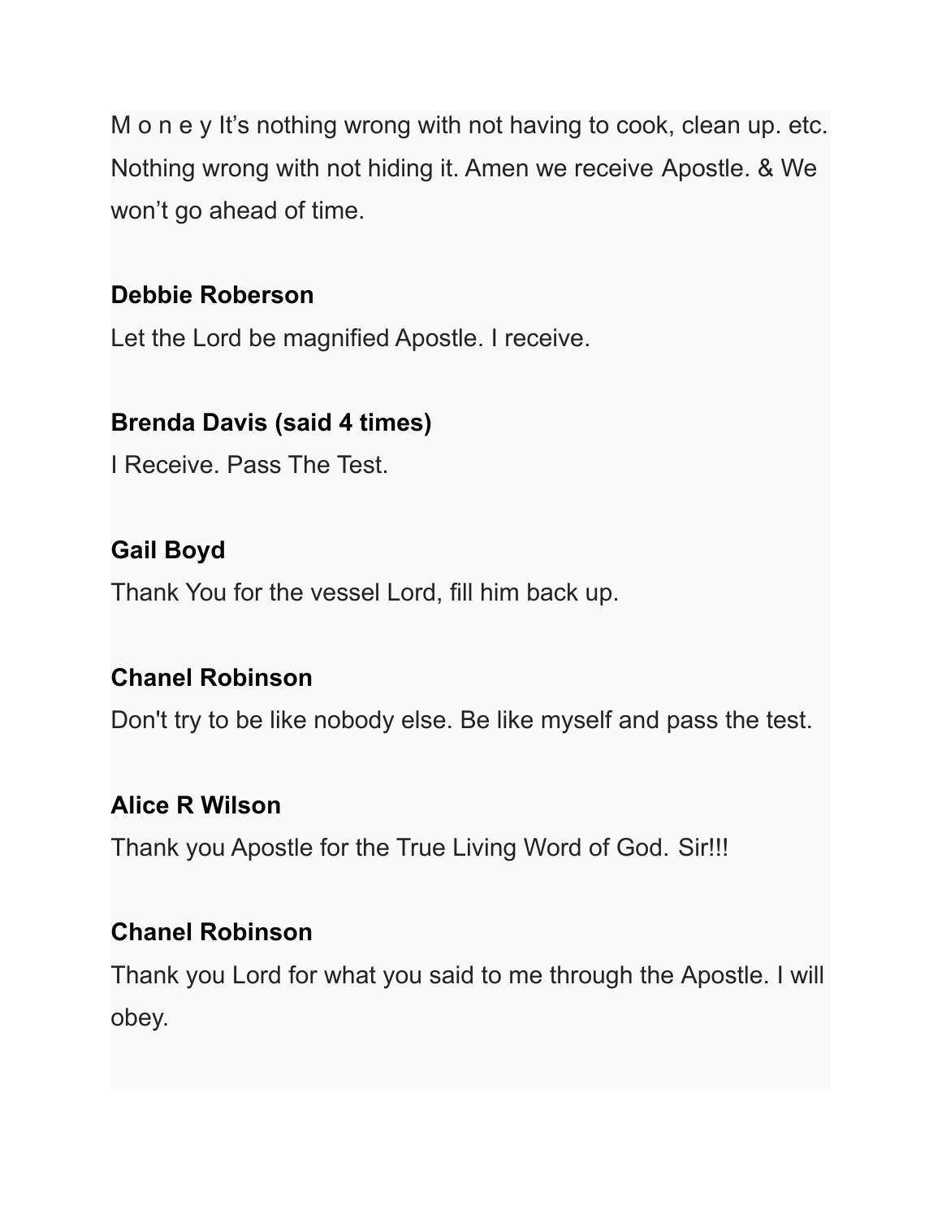M o n e y It's nothing wrong with not having to cook, clean up. etc. Nothing wrong with not hiding it. Amen we receive Apostle. & We won't go ahead of time.

**Debbie Roberson**

Let the Lord be magnified Apostle. I receive.

**Brenda Davis (said 4 times)**

I Receive. Pass The Test.

**Gail Boyd**

Thank You for the vessel Lord, fill him back up.

**Chanel Robinson**

Don't try to be like nobody else. Be like myself and pass the test.

**Alice R Wilson**

Thank you Apostle for the True Living Word of God. Sir!!!

**Chanel Robinson**

Thank you Lord for what you said to me through the Apostle. I will obey.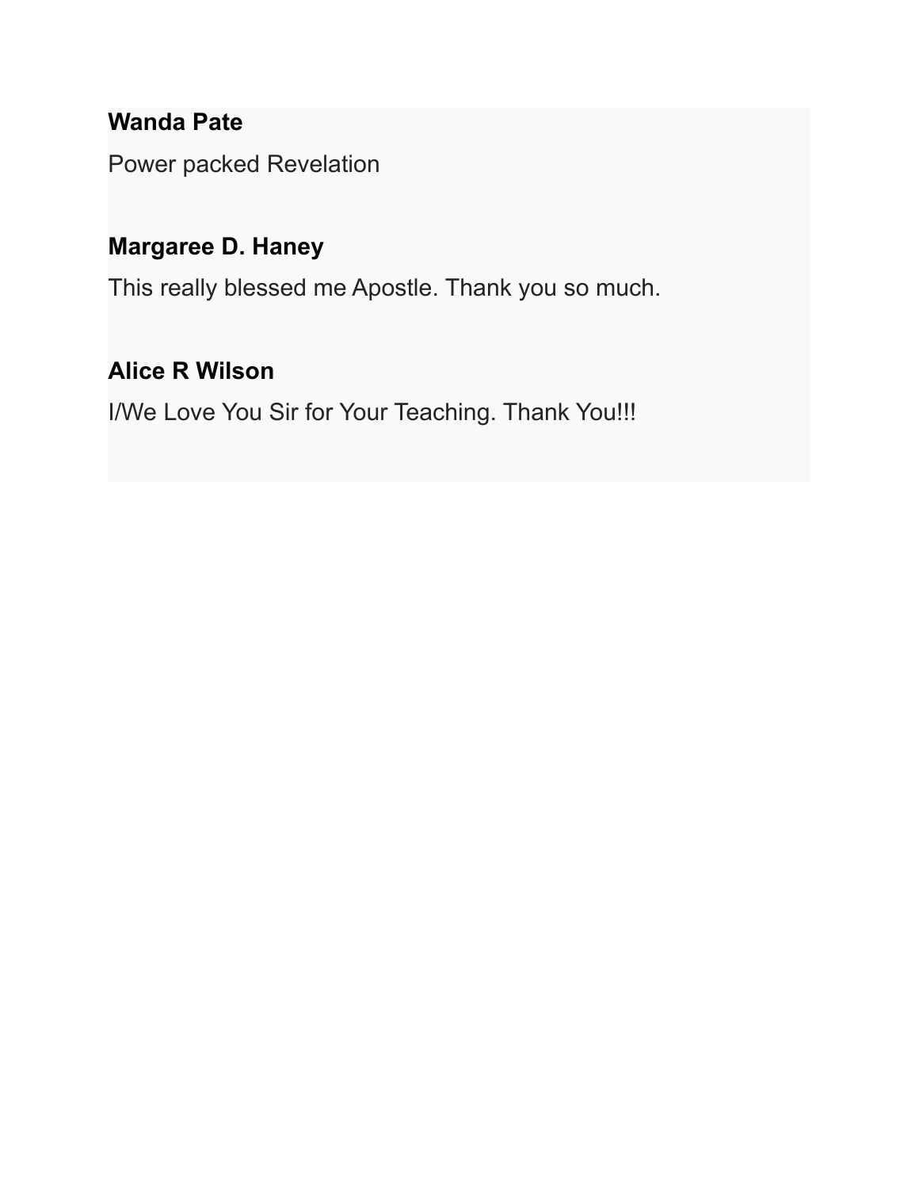**Wanda Pate**

Power packed Revelation

**Margaree D. Haney**

This really blessed me Apostle. Thank you so much.

**Alice R Wilson**

I/We Love You Sir for Your Teaching. Thank You!!!